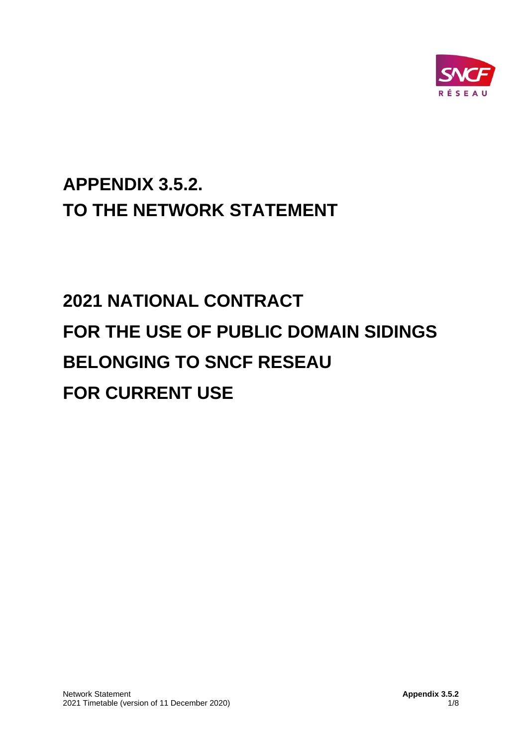# APPENDIX 3.5.2.
# TO THE NETWORK STATEMENT

# 2021 NATIONAL CONTRACT
# FOR THE USE OF PUBLIC DOMAIN SIDINGS
# BELONGING TO SNCF RESEAU
# FOR CURRENT USE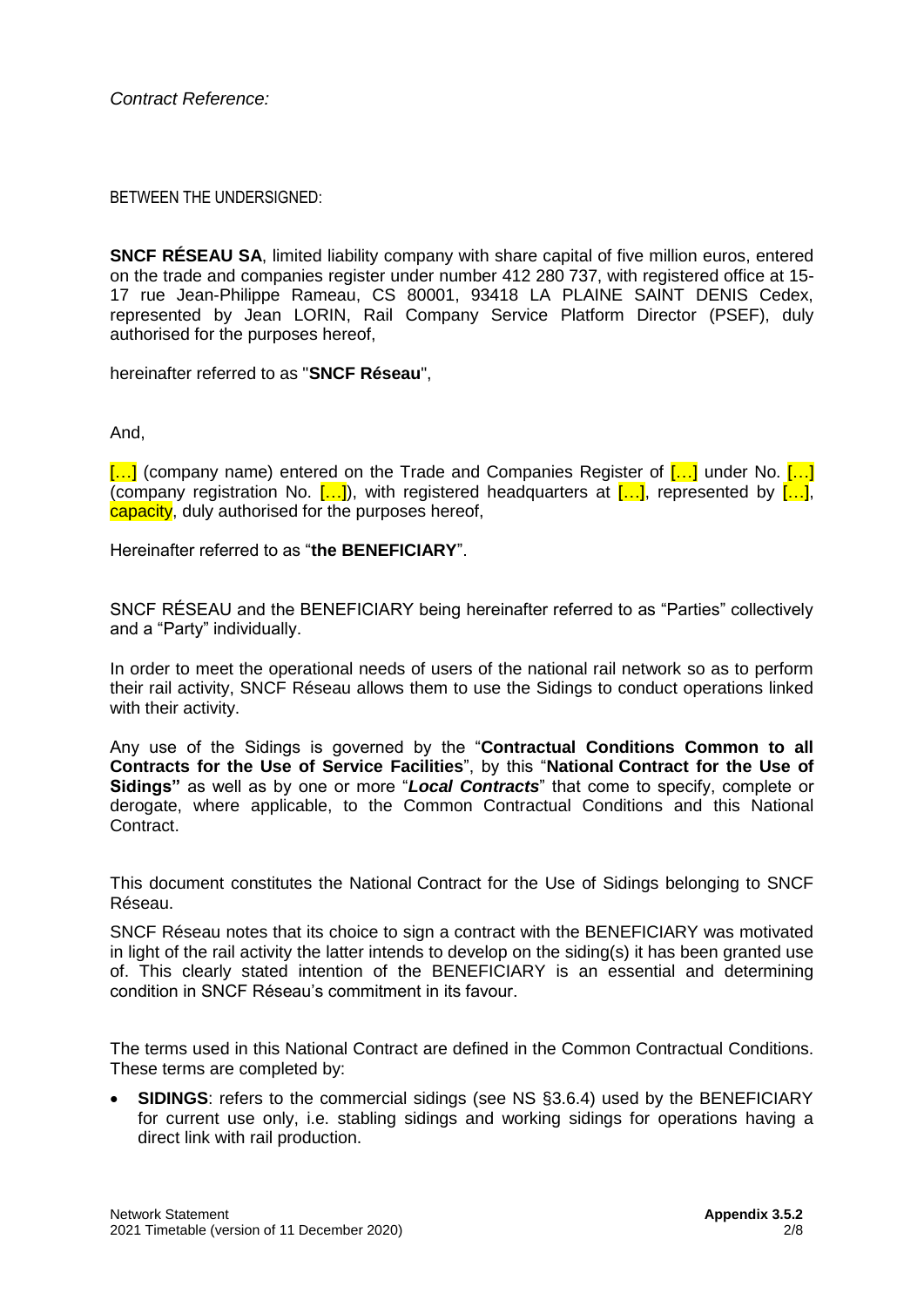*Contract Reference:*

BETWEEN THE UNDERSIGNED:

**SNCF RÉSEAU SA**, limited liability company with share capital of five million euros, entered on the trade and companies register under number 412 280 737, with registered office at 15-17 rue Jean-Philippe Rameau, CS 80001, 93418 LA PLAINE SAINT DENIS Cedex, represented by Jean LORIN, Rail Company Service Platform Director (PSEF), duly authorised for the purposes hereof,

hereinafter referred to as "**SNCF Réseau**",

And,

[…] (company name) entered on the Trade and Companies Register of […] under No. […] (company registration No. […]), with registered headquarters at […], represented by […], capacity, duly authorised for the purposes hereof,

Hereinafter referred to as "**the BENEFICIARY**".

SNCF RÉSEAU and the BENEFICIARY being hereinafter referred to as "Parties" collectively and a "Party" individually.

In order to meet the operational needs of users of the national rail network so as to perform their rail activity, SNCF Réseau allows them to use the Sidings to conduct operations linked with their activity.

Any use of the Sidings is governed by the "**Contractual Conditions Common to all Contracts for the Use of Service Facilities**", by this "**National Contract for the Use of Sidings"** as well as by one or more "***Local Contracts***" that come to specify, complete or derogate, where applicable, to the Common Contractual Conditions and this National Contract.

This document constitutes the National Contract for the Use of Sidings belonging to SNCF Réseau.

SNCF Réseau notes that its choice to sign a contract with the BENEFICIARY was motivated in light of the rail activity the latter intends to develop on the siding(s) it has been granted use of. This clearly stated intention of the BENEFICIARY is an essential and determining condition in SNCF Réseau's commitment in its favour.

The terms used in this National Contract are defined in the Common Contractual Conditions. These terms are completed by:

- **SIDINGS**: refers to the commercial sidings (see NS §3.6.4) used by the BENEFICIARY for current use only, i.e. stabling sidings and working sidings for operations having a direct link with rail production.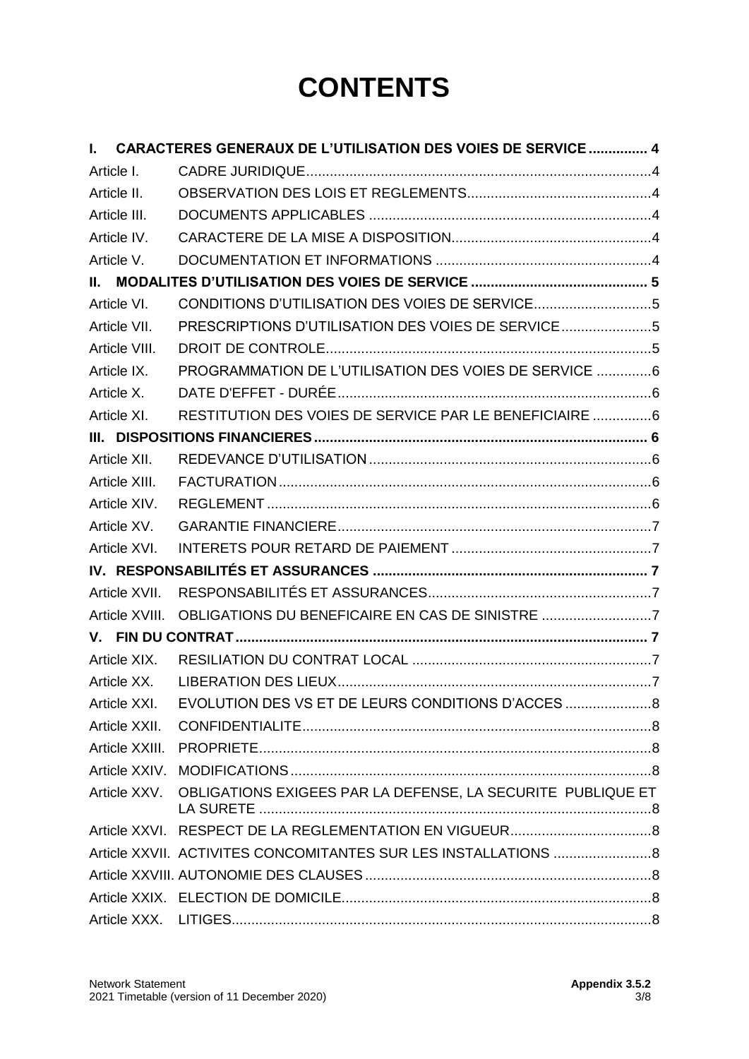# CONTENTS

| | | |
|---|---|---|
| **I.** | **CARACTERES GENERAUX DE L'UTILISATION DES VOIES DE SERVICE** | **4** |
| Article I. | CADRE JURIDIQUE | 4 |
| Article II. | OBSERVATION DES LOIS ET REGLEMENTS | 4 |
| Article III. | DOCUMENTS APPLICABLES | 4 |
| Article IV. | CARACTERE DE LA MISE A DISPOSITION | 4 |
| Article V. | DOCUMENTATION ET INFORMATIONS | 4 |
| **II.** | **MODALITES D'UTILISATION DES VOIES DE SERVICE** | **5** |
| Article VI. | CONDITIONS D'UTILISATION DES VOIES DE SERVICE | 5 |
| Article VII. | PRESCRIPTIONS D'UTILISATION DES VOIES DE SERVICE | 5 |
| Article VIII. | DROIT DE CONTROLE | 5 |
| Article IX. | PROGRAMMATION DE L'UTILISATION DES VOIES DE SERVICE | 6 |
| Article X. | DATE D'EFFET - DURÉE | 6 |
| Article XI. | RESTITUTION DES VOIES DE SERVICE PAR LE BENEFICIAIRE | 6 |
| **III.** | **DISPOSITIONS FINANCIERES** | **6** |
| Article XII. | REDEVANCE D'UTILISATION | 6 |
| Article XIII. | FACTURATION | 6 |
| Article XIV. | REGLEMENT | 6 |
| Article XV. | GARANTIE FINANCIERE | 7 |
| Article XVI. | INTERETS POUR RETARD DE PAIEMENT | 7 |
| **IV.** | **RESPONSABILITÉS ET ASSURANCES** | **7** |
| Article XVII. | RESPONSABILITÉS ET ASSURANCES | 7 |
| Article XVIII. | OBLIGATIONS DU BENEFICAIRE EN CAS DE SINISTRE | 7 |
| **V.** | **FIN DU CONTRAT** | **7** |
| Article XIX. | RESILIATION DU CONTRAT LOCAL | 7 |
| Article XX. | LIBERATION DES LIEUX | 7 |
| Article XXI. | EVOLUTION DES VS ET DE LEURS CONDITIONS D'ACCES | 8 |
| Article XXII. | CONFIDENTIALITE | 8 |
| Article XXIII. | PROPRIETE | 8 |
| Article XXIV. | MODIFICATIONS | 8 |
| Article XXV. | OBLIGATIONS EXIGEES PAR LA DEFENSE, LA SECURITE PUBLIQUE ET LA SURETE | 8 |
| Article XXVI. | RESPECT DE LA REGLEMENTATION EN VIGUEUR | 8 |
| Article XXVII. | ACTIVITES CONCOMITANTES SUR LES INSTALLATIONS | 8 |
| Article XXVIII. | AUTONOMIE DES CLAUSES | 8 |
| Article XXIX. | ELECTION DE DOMICILE | 8 |
| Article XXX. | LITIGES | 8 |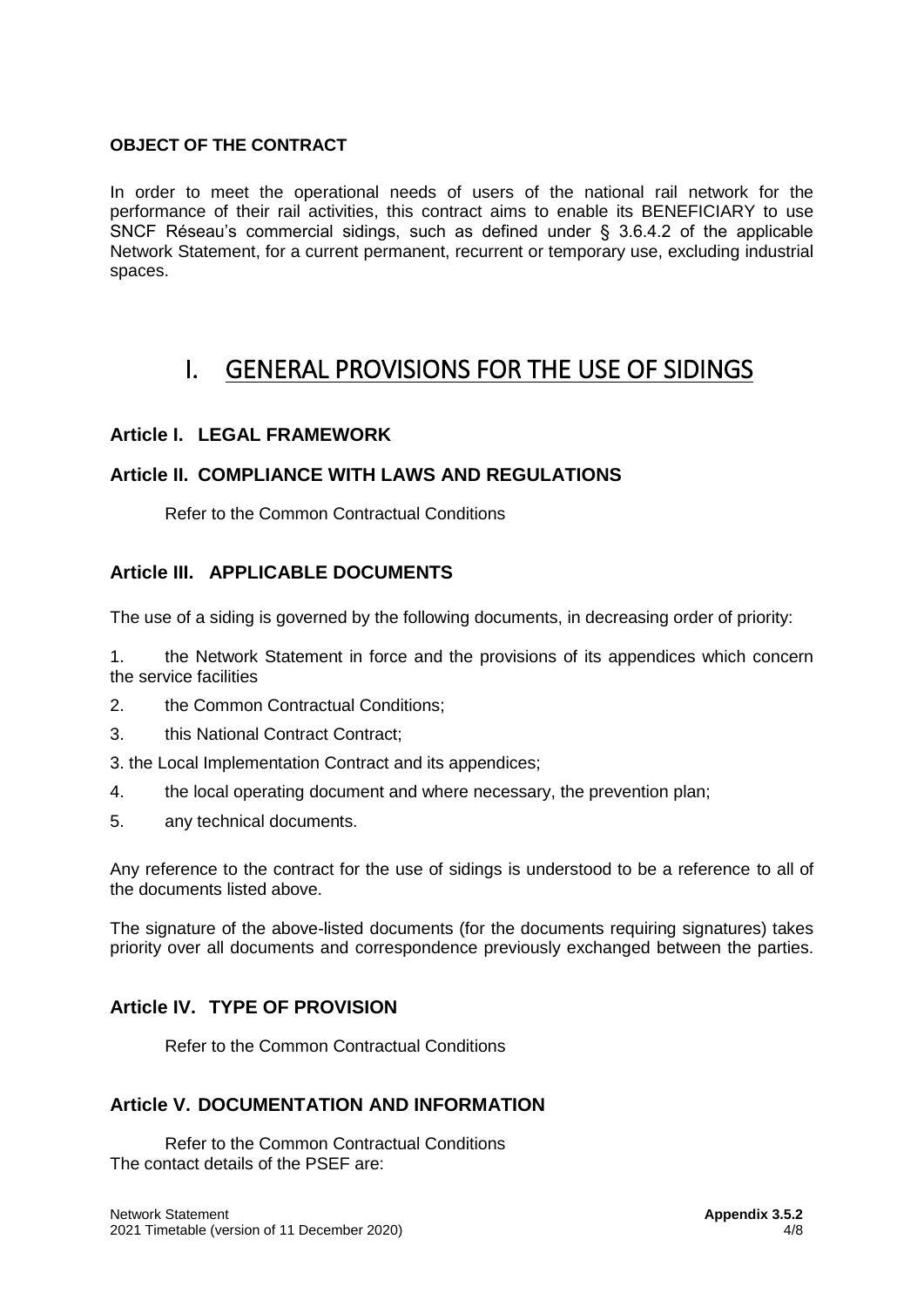**OBJECT OF THE CONTRACT**

In order to meet the operational needs of users of the national rail network for the performance of their rail activities, this contract aims to enable its BENEFICIARY to use SNCF Réseau's commercial sidings, such as defined under § 3.6.4.2 of the applicable Network Statement, for a current permanent, recurrent or temporary use, excluding industrial spaces.

# I. GENERAL PROVISIONS FOR THE USE OF SIDINGS

### Article I. LEGAL FRAMEWORK

### Article II. COMPLIANCE WITH LAWS AND REGULATIONS

Refer to the Common Contractual Conditions

### Article III. APPLICABLE DOCUMENTS

The use of a siding is governed by the following documents, in decreasing order of priority:

1. the Network Statement in force and the provisions of its appendices which concern the service facilities
2. the Common Contractual Conditions;
3. this National Contract Contract;

3. the Local Implementation Contract and its appendices;

4. the local operating document and where necessary, the prevention plan;
5. any technical documents.

Any reference to the contract for the use of sidings is understood to be a reference to all of the documents listed above.

The signature of the above-listed documents (for the documents requiring signatures) takes priority over all documents and correspondence previously exchanged between the parties.

### Article IV. TYPE OF PROVISION

Refer to the Common Contractual Conditions

### Article V. DOCUMENTATION AND INFORMATION

Refer to the Common Contractual Conditions
The contact details of the PSEF are: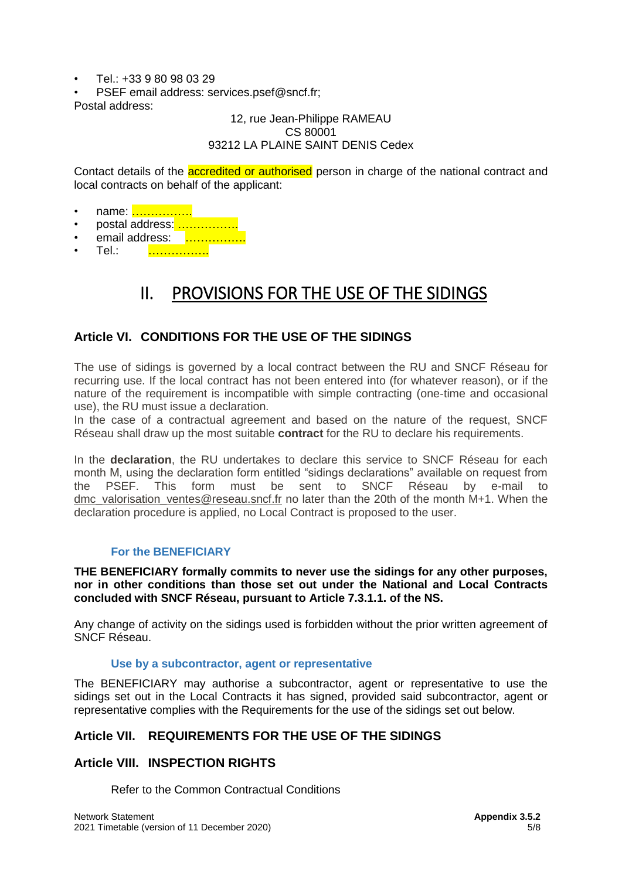- Tel.: +33 9 80 98 03 29
- PSEF email address: services.psef@sncf.fr;

Postal address:

12, rue Jean-Philippe RAMEAU
CS 80001
93212 LA PLAINE SAINT DENIS Cedex

Contact details of the accredited or authorised person in charge of the national contract and local contracts on behalf of the applicant:

- name: …………….
- postal address: …………….
- email address: …………….
- Tel.: …………….

# II. PROVISIONS FOR THE USE OF THE SIDINGS

## Article VI. CONDITIONS FOR THE USE OF THE SIDINGS

The use of sidings is governed by a local contract between the RU and SNCF Réseau for recurring use. If the local contract has not been entered into (for whatever reason), or if the nature of the requirement is incompatible with simple contracting (one-time and occasional use), the RU must issue a declaration.

In the case of a contractual agreement and based on the nature of the request, SNCF Réseau shall draw up the most suitable **contract** for the RU to declare his requirements.

In the **declaration**, the RU undertakes to declare this service to SNCF Réseau for each month M, using the declaration form entitled "sidings declarations" available on request from the PSEF. This form must be sent to SNCF Réseau by e-mail to dmc_valorisation_ventes@reseau.sncf.fr no later than the 20th of the month M+1. When the declaration procedure is applied, no Local Contract is proposed to the user.

### For the BENEFICIARY

**THE BENEFICIARY formally commits to never use the sidings for any other purposes, nor in other conditions than those set out under the National and Local Contracts concluded with SNCF Réseau, pursuant to Article 7.3.1.1. of the NS.**

Any change of activity on the sidings used is forbidden without the prior written agreement of SNCF Réseau.

### Use by a subcontractor, agent or representative

The BENEFICIARY may authorise a subcontractor, agent or representative to use the sidings set out in the Local Contracts it has signed, provided said subcontractor, agent or representative complies with the Requirements for the use of the sidings set out below.

## Article VII. REQUIREMENTS FOR THE USE OF THE SIDINGS

## Article VIII. INSPECTION RIGHTS

Refer to the Common Contractual Conditions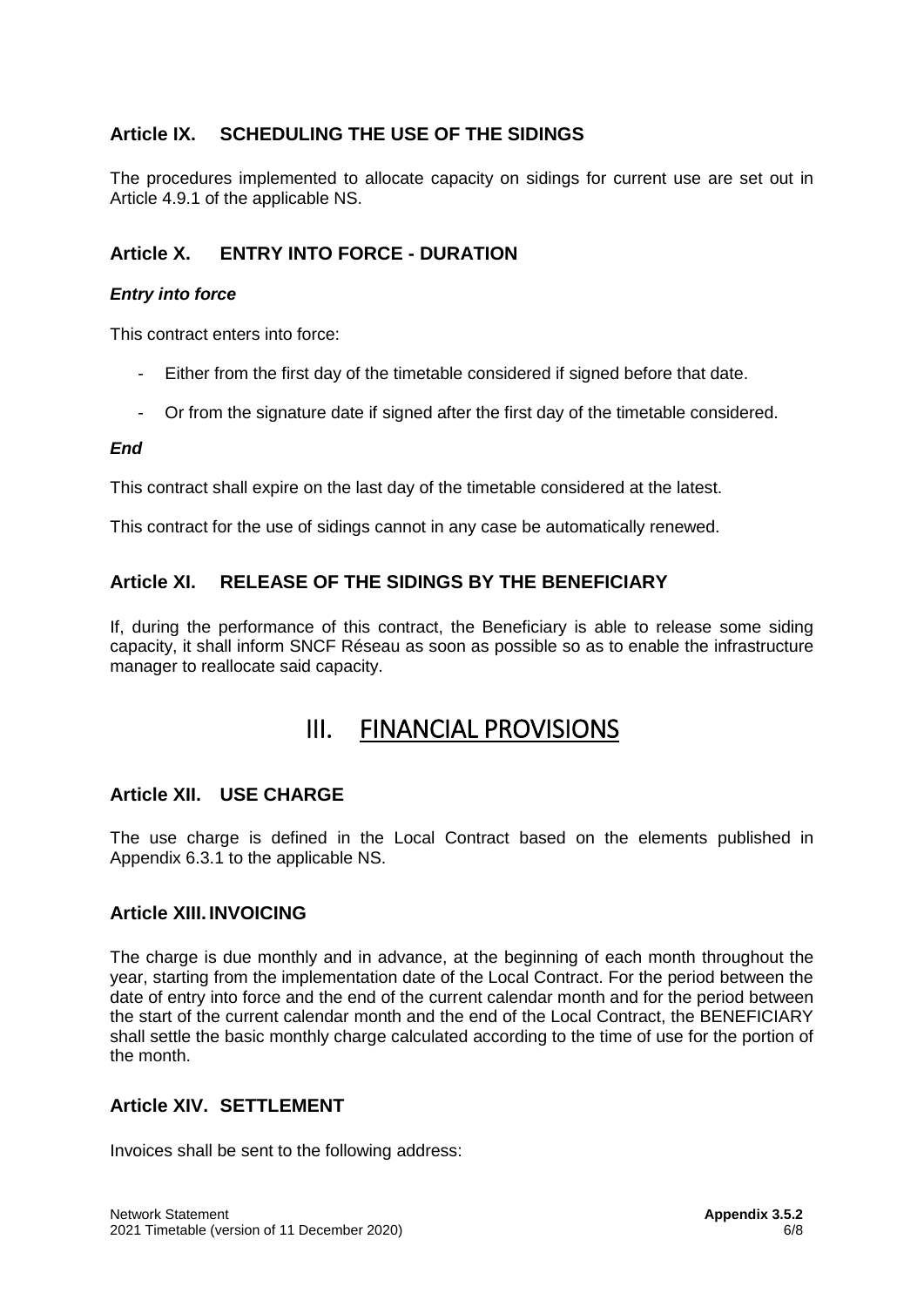### Article IX. SCHEDULING THE USE OF THE SIDINGS

The procedures implemented to allocate capacity on sidings for current use are set out in Article 4.9.1 of the applicable NS.

### Article X. ENTRY INTO FORCE - DURATION

***Entry into force***

This contract enters into force:

- Either from the first day of the timetable considered if signed before that date.
- Or from the signature date if signed after the first day of the timetable considered.

***End***

This contract shall expire on the last day of the timetable considered at the latest.

This contract for the use of sidings cannot in any case be automatically renewed.

### Article XI. RELEASE OF THE SIDINGS BY THE BENEFICIARY

If, during the performance of this contract, the Beneficiary is able to release some siding capacity, it shall inform SNCF Réseau as soon as possible so as to enable the infrastructure manager to reallocate said capacity.

## III. FINANCIAL PROVISIONS

### Article XII. USE CHARGE

The use charge is defined in the Local Contract based on the elements published in Appendix 6.3.1 to the applicable NS.

### Article XIII. INVOICING

The charge is due monthly and in advance, at the beginning of each month throughout the year, starting from the implementation date of the Local Contract. For the period between the date of entry into force and the end of the current calendar month and for the period between the start of the current calendar month and the end of the Local Contract, the BENEFICIARY shall settle the basic monthly charge calculated according to the time of use for the portion of the month.

### Article XIV. SETTLEMENT

Invoices shall be sent to the following address: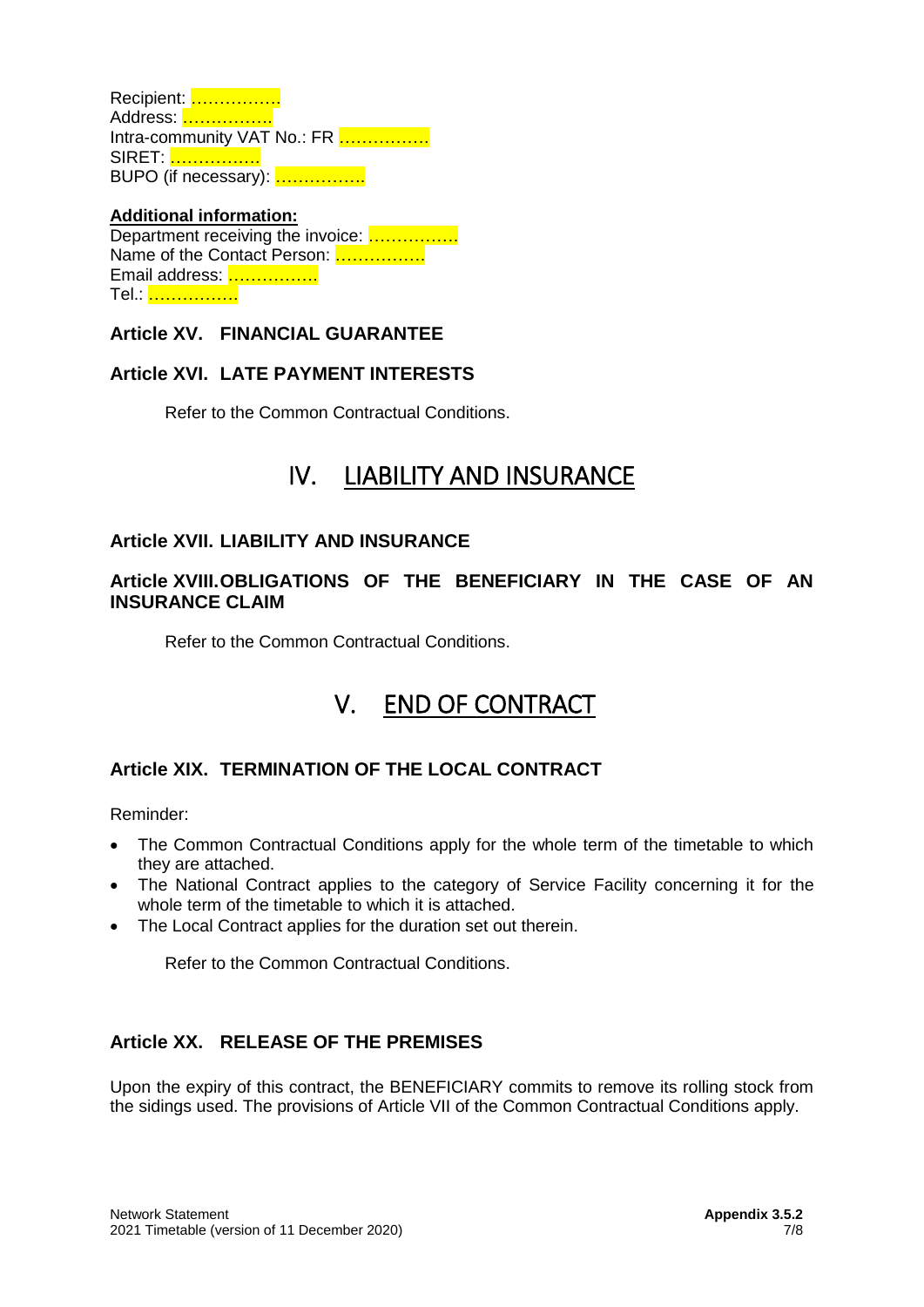Recipient: …………….
Address: …………….
Intra-community VAT No.: FR …………….
SIRET: …………….
BUPO (if necessary): …………….

**Additional information:**
Department receiving the invoice: …………….
Name of the Contact Person: …………….
Email address: …………….
Tel.: …………….

### Article XV. FINANCIAL GUARANTEE

### Article XVI. LATE PAYMENT INTERESTS

Refer to the Common Contractual Conditions.

## IV. LIABILITY AND INSURANCE

### Article XVII. LIABILITY AND INSURANCE

### Article XVIII. OBLIGATIONS OF THE BENEFICIARY IN THE CASE OF AN INSURANCE CLAIM

Refer to the Common Contractual Conditions.

## V. END OF CONTRACT

### Article XIX. TERMINATION OF THE LOCAL CONTRACT

Reminder:

- The Common Contractual Conditions apply for the whole term of the timetable to which they are attached.
- The National Contract applies to the category of Service Facility concerning it for the whole term of the timetable to which it is attached.
- The Local Contract applies for the duration set out therein.

Refer to the Common Contractual Conditions.

### Article XX. RELEASE OF THE PREMISES

Upon the expiry of this contract, the BENEFICIARY commits to remove its rolling stock from the sidings used. The provisions of Article VII of the Common Contractual Conditions apply.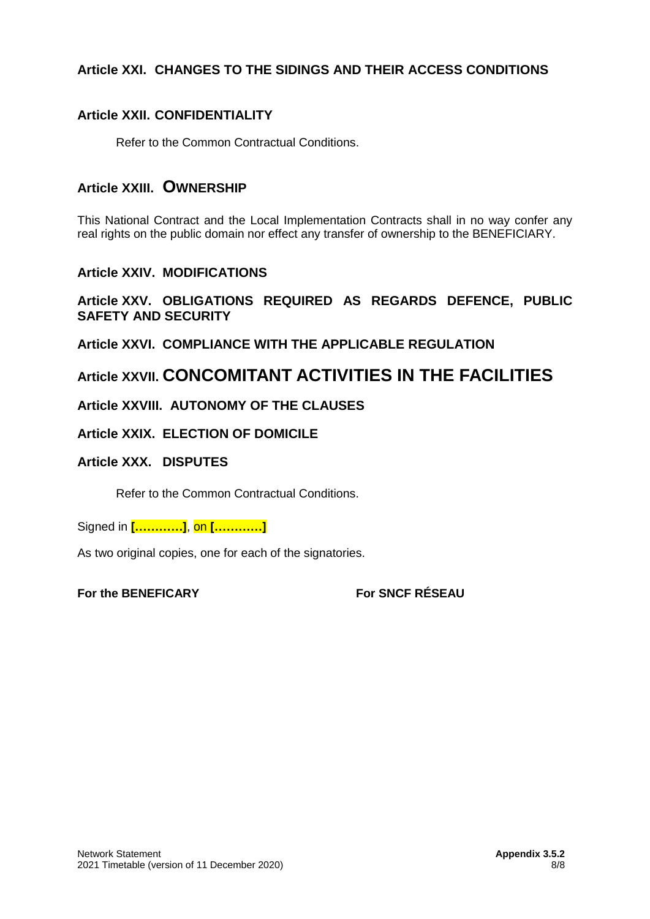## Article XXI. CHANGES TO THE SIDINGS AND THEIR ACCESS CONDITIONS

## Article XXII. CONFIDENTIALITY

Refer to the Common Contractual Conditions.

## Article XXIII. OWNERSHIP

This National Contract and the Local Implementation Contracts shall in no way confer any real rights on the public domain nor effect any transfer of ownership to the BENEFICIARY.

## Article XXIV. MODIFICATIONS

## Article XXV. OBLIGATIONS REQUIRED AS REGARDS DEFENCE, PUBLIC SAFETY AND SECURITY

## Article XXVI. COMPLIANCE WITH THE APPLICABLE REGULATION

## Article XXVII. CONCOMITANT ACTIVITIES IN THE FACILITIES

## Article XXVIII. AUTONOMY OF THE CLAUSES

## Article XXIX. ELECTION OF DOMICILE

## Article XXX. DISPUTES

Refer to the Common Contractual Conditions.

Signed in **[…………]**, on **[…………]**

As two original copies, one for each of the signatories.

**For the BENEFICARY** **For SNCF RÉSEAU**